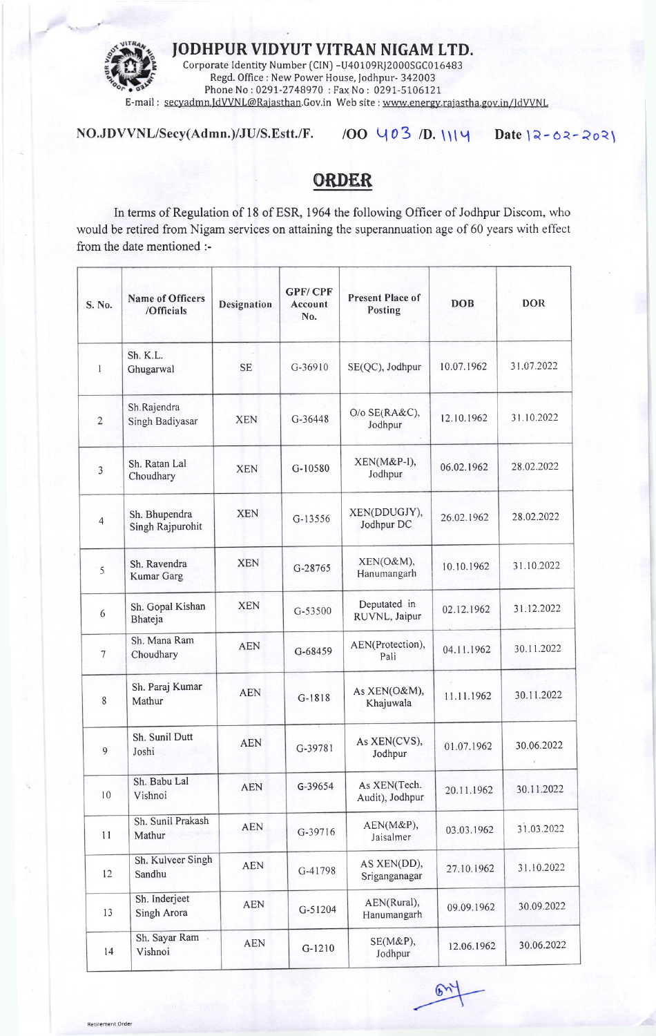# JODHPUR VIDYUT VITRAN NIGAM LTD.

Corporate Identity Number (CIN) -U40109RJ2000SGC016483
Regd. Office : New Power House, Jodhpur- 342003
Phone No : 0291-2748970 : Fax No : 0291-5106121
E-mail : secyadmn.JdVVNL@Rajasthan.Gov.in Web site : www.energy.rajastha.gov.in/JdVVNL

**NO.JDVVNL/Secy(Admn.)/JU/S.Estt./F. /OO 403 /D. 1114 Date 12-02-2021**

## ORDER

In terms of Regulation of 18 of ESR, 1964 the following Officer of Jodhpur Discom, who would be retired from Nigam services on attaining the superannuation age of 60 years with effect from the date mentioned :-

| S. No. | Name of Officers /Officials | Designation | GPF/ CPF Account No. | Present Place of Posting | DOB | DOR |
|---|---|---|---|---|---|---|
| 1 | Sh. K.L. Ghugarwal | SE | G-36910 | SE(QC), Jodhpur | 10.07.1962 | 31.07.2022 |
| 2 | Sh.Rajendra Singh Badiyasar | XEN | G-36448 | O/o SE(RA&C), Jodhpur | 12.10.1962 | 31.10.2022 |
| 3 | Sh. Ratan Lal Choudhary | XEN | G-10580 | XEN(M&P-I), Jodhpur | 06.02.1962 | 28.02.2022 |
| 4 | Sh. Bhupendra Singh Rajpurohit | XEN | G-13556 | XEN(DDUGJY), Jodhpur DC | 26.02.1962 | 28.02.2022 |
| 5 | Sh. Ravendra Kumar Garg | XEN | G-28765 | XEN(O&M), Hanumangarh | 10.10.1962 | 31.10.2022 |
| 6 | Sh. Gopal Kishan Bhateja | XEN | G-53500 | Deputated in RUVNL, Jaipur | 02.12.1962 | 31.12.2022 |
| 7 | Sh. Mana Ram Choudhary | AEN | G-68459 | AEN(Protection), Pali | 04.11.1962 | 30.11.2022 |
| 8 | Sh. Paraj Kumar Mathur | AEN | G-1818 | As XEN(O&M), Khajuwala | 11.11.1962 | 30.11.2022 |
| 9 | Sh. Sunil Dutt Joshi | AEN | G-39781 | As XEN(CVS), Jodhpur | 01.07.1962 | 30.06.2022 |
| 10 | Sh. Babu Lal Vishnoi | AEN | G-39654 | As XEN(Tech. Audit), Jodhpur | 20.11.1962 | 30.11.2022 |
| 11 | Sh. Sunil Prakash Mathur | AEN | G-39716 | AEN(M&P), Jaisalmer | 03.03.1962 | 31.03.2022 |
| 12 | Sh. Kulveer Singh Sandhu | AEN | G-41798 | AS XEN(DD), Sriganganagar | 27.10.1962 | 31.10.2022 |
| 13 | Sh. Inderjeet Singh Arora | AEN | G-51204 | AEN(Rural), Hanumangarh | 09.09.1962 | 30.09.2022 |
| 14 | Sh. Sayar Ram Vishnoi | AEN | G-1210 | SE(M&P), Jodhpur | 12.06.1962 | 30.06.2022 |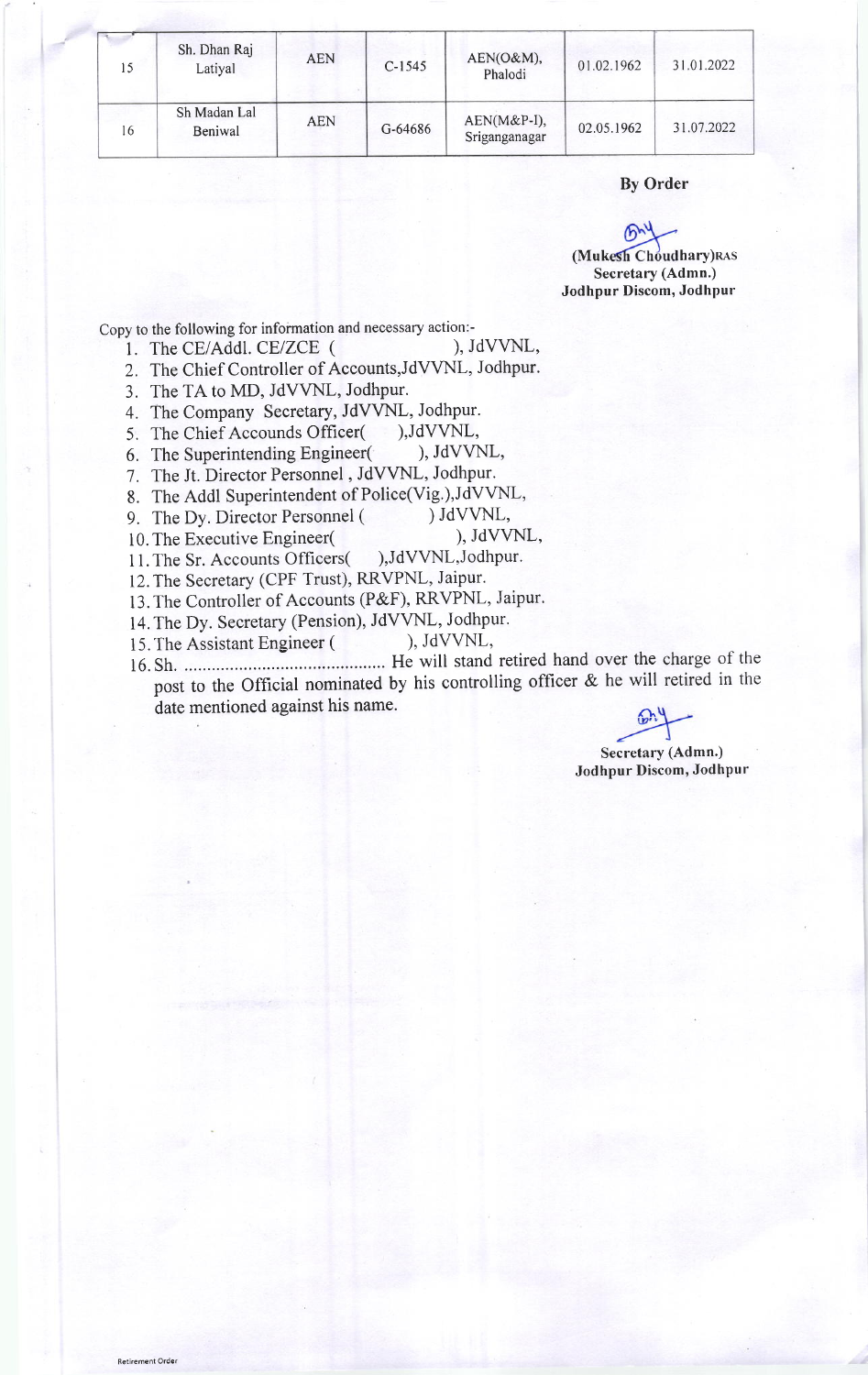| | | | | | | |
|---|---|---|---|---|---|---|
| 15 | Sh. Dhan Raj Latiyal | AEN | C-1545 | AEN(O&M), Phalodi | 01.02.1962 | 31.01.2022 |
| 16 | Sh Madan Lal Beniwal | AEN | G-64686 | AEN(M&P-I), Sriganganagar | 02.05.1962 | 31.07.2022 |

**By Order**

**(Mukesh Choudhary)RAS**
**Secretary (Admn.)**
**Jodhpur Discom, Jodhpur**

Copy to the following for information and necessary action:-

1. The CE/Addl. CE/ZCE (                    ), JdVVNL,
2. The Chief Controller of Accounts,JdVVNL, Jodhpur.
3. The TA to MD, JdVVNL, Jodhpur.
4. The Company Secretary, JdVVNL, Jodhpur.
5. The Chief Accounds Officer(       ),JdVVNL,
6. The Superintending Engineer(        ), JdVVNL,
7. The Jt. Director Personnel , JdVVNL, Jodhpur.
8. The Addl Superintendent of Police(Vig.),JdVVNL,
9. The Dy. Director Personnel (             ) JdVVNL,
10. The Executive Engineer(                    ), JdVVNL,
11. The Sr. Accounts Officers(      ),JdVVNL,Jodhpur.
12. The Secretary (CPF Trust), RRVPNL, Jaipur.
13. The Controller of Accounts (P&F), RRVPNL, Jaipur.
14. The Dy. Secretary (Pension), JdVVNL, Jodhpur.
15. The Assistant Engineer (             ), JdVVNL,
16. Sh. ............................................ He will stand retired hand over the charge of the post to the Official nominated by his controlling officer & he will retired in the date mentioned against his name.

**Secretary (Admn.)**
**Jodhpur Discom, Jodhpur**